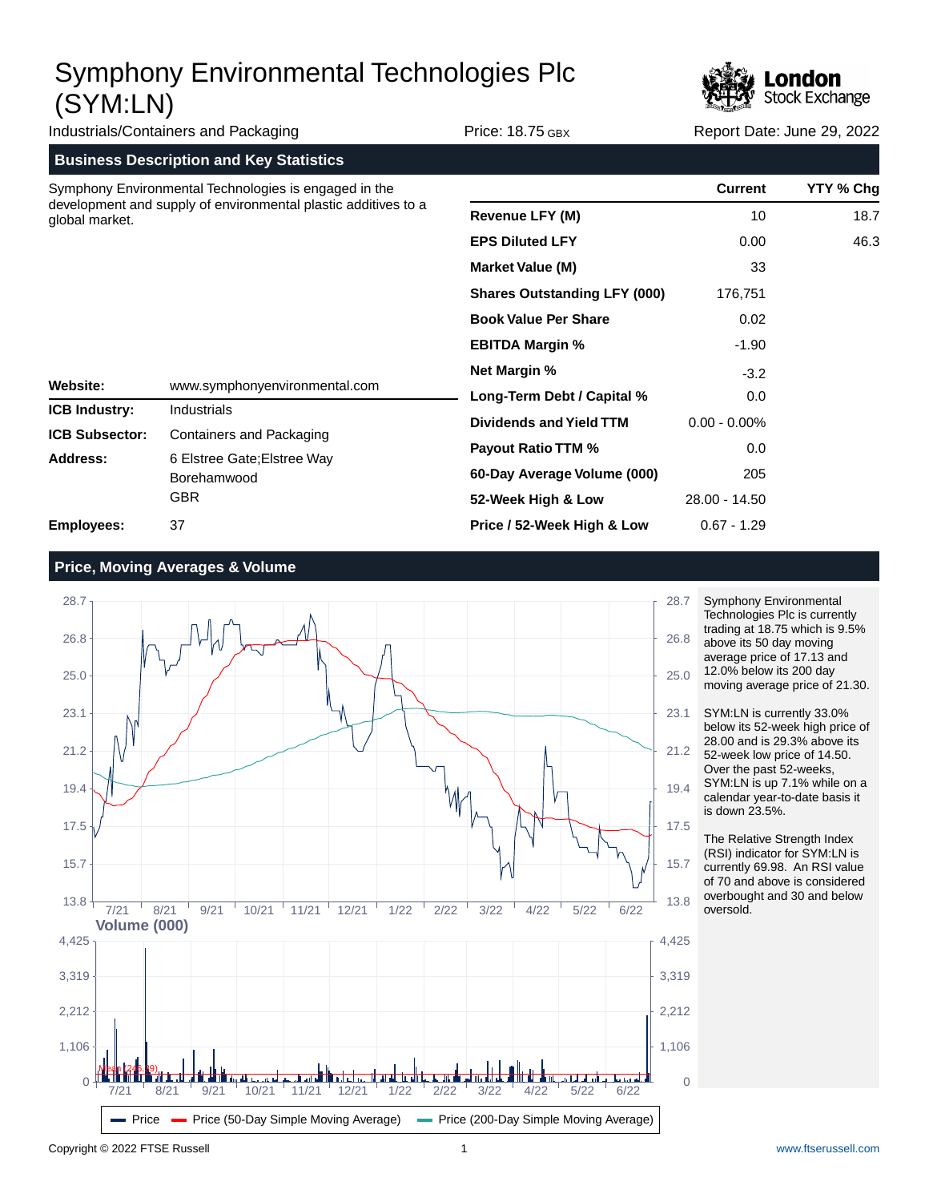# Symphony Environmental Technologies Plc (SYM:LN)

Industrials/Containers and Packaging | Price: 18.75 GBX | Report Date: June 29, 2022

## Business Description and Key Statistics

Symphony Environmental Technologies is engaged in the development and supply of environmental plastic additives to a global market.

| | |
|---|---|
| **Website:** | www.symphonyenvironmental.com |
| **ICB Industry:** | Industrials |
| **ICB Subsector:** | Containers and Packaging |
| **Address:** | 6 Elstree Gate;Elstree Way<br>Borehamwood<br>GBR |
| **Employees:** | 37 |

| | Current | YTY % Chg |
|---|---|---|
| **Revenue LFY (M)** | 10 | 18.7 |
| **EPS Diluted LFY** | 0.00 | 46.3 |
| **Market Value (M)** | 33 | |
| **Shares Outstanding LFY (000)** | 176,751 | |
| **Book Value Per Share** | 0.02 | |
| **EBITDA Margin %** | -1.90 | |
| **Net Margin %** | -3.2 | |
| **Long-Term Debt / Capital %** | 0.0 | |
| **Dividends and Yield TTM** | 0.00 - 0.00% | |
| **Payout Ratio TTM %** | 0.0 | |
| **60-Day Average Volume (000)** | 205 | |
| **52-Week High & Low** | 28.00 - 14.50 | |
| **Price / 52-Week High & Low** | 0.67 - 1.29 | |

## Price, Moving Averages & Volume

Symphony Environmental Technologies Plc is currently trading at 18.75 which is 9.5% above its 50 day moving average price of 17.13 and 12.0% below its 200 day moving average price of 21.30.

SYM:LN is currently 33.0% below its 52-week high price of 28.00 and is 29.3% above its 52-week low price of 14.50. Over the past 52-weeks, SYM:LN is up 7.1% while on a calendar year-to-date basis it is down 23.5%.

The Relative Strength Index (RSI) indicator for SYM:LN is currently 69.98. An RSI value of 70 and above is considered overbought and 30 and below oversold.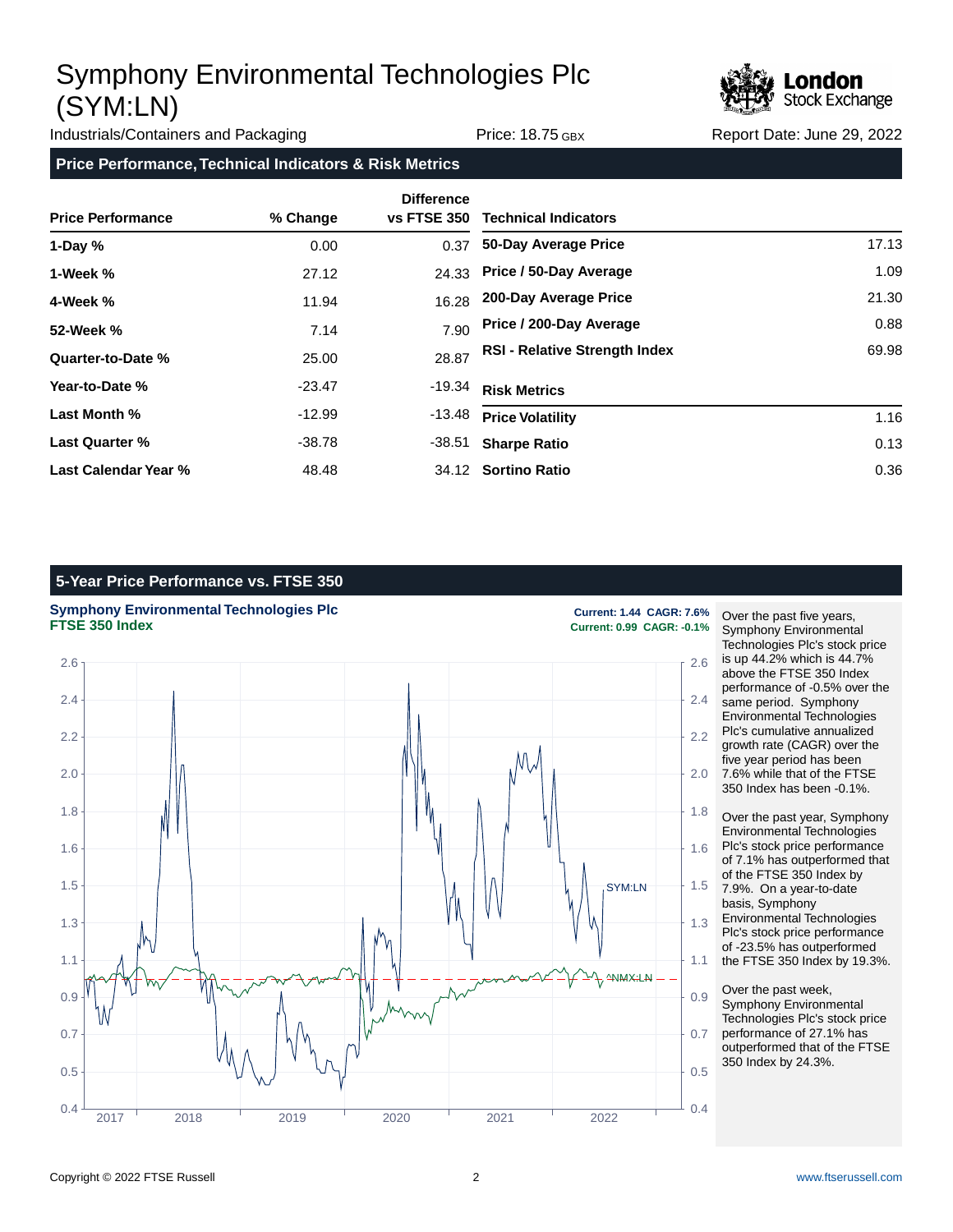# Symphony Environmental Technologies Plc (SYM:LN)

Industrials/Containers and Packaging | Price: 18.75 GBX | Report Date: June 29, 2022

## Price Performance, Technical Indicators & Risk Metrics

| Price Performance | % Change | Difference vs FTSE 350 |
|---|---|---|
| 1-Day % | 0.00 | 0.37 |
| 1-Week % | 27.12 | 24.33 |
| 4-Week % | 11.94 | 16.28 |
| 52-Week % | 7.14 | 7.90 |
| Quarter-to-Date % | 25.00 | 28.87 |
| Year-to-Date % | -23.47 | -19.34 |
| Last Month % | -12.99 | -13.48 |
| Last Quarter % | -38.78 | -38.51 |
| Last Calendar Year % | 48.48 | 34.12 |

| Technical Indicators | |
|---|---|
| 50-Day Average Price | 17.13 |
| Price / 50-Day Average | 1.09 |
| 200-Day Average Price | 21.30 |
| Price / 200-Day Average | 0.88 |
| RSI - Relative Strength Index | 69.98 |

| Risk Metrics | |
|---|---|
| Price Volatility | 1.16 |
| Sharpe Ratio | 0.13 |
| Sortino Ratio | 0.36 |

## 5-Year Price Performance vs. FTSE 350

**Symphony Environmental Technologies Plc** — Current: 1.44 CAGR: 7.6%
**FTSE 350 Index** — Current: 0.99 CAGR: -0.1%

Over the past five years, Symphony Environmental Technologies Plc's stock price is up 44.2% which is 44.7% above the FTSE 350 Index performance of -0.5% over the same period. Symphony Environmental Technologies Plc's cumulative annualized growth rate (CAGR) over the five year period has been 7.6% while that of the FTSE 350 Index has been -0.1%.

Over the past year, Symphony Environmental Technologies Plc's stock price performance of 7.1% has outperformed that of the FTSE 350 Index by 7.9%. On a year-to-date basis, Symphony Environmental Technologies Plc's stock price performance of -23.5% has outperformed the FTSE 350 Index by 19.3%.

Over the past week, Symphony Environmental Technologies Plc's stock price performance of 27.1% has outperformed that of the FTSE 350 Index by 24.3%.

Copyright © 2022 FTSE Russell | www.ftserussell.com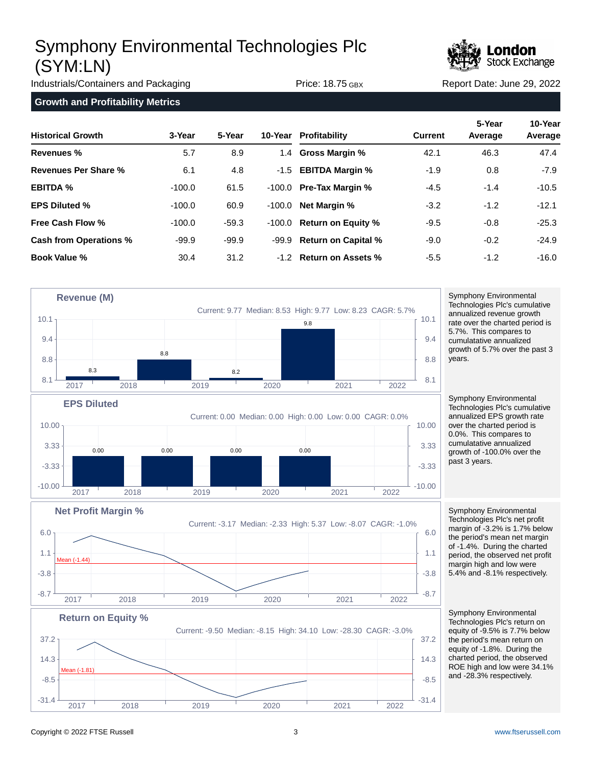# Symphony Environmental Technologies Plc (SYM:LN)

Industrials/Containers and Packaging | Price: 18.75 GBX | Report Date: June 29, 2022

## Growth and Profitability Metrics

| Historical Growth | 3-Year | 5-Year | 10-Year | Profitability | Current | 5-Year Average | 10-Year Average |
|---|---|---|---|---|---|---|---|
| **Revenues %** | 5.7 | 8.9 | 1.4 | **Gross Margin %** | 42.1 | 46.3 | 47.4 |
| **Revenues Per Share %** | 6.1 | 4.8 | -1.5 | **EBITDA Margin %** | -1.9 | 0.8 | -7.9 |
| **EBITDA %** | -100.0 | 61.5 | -100.0 | **Pre-Tax Margin %** | -4.5 | -1.4 | -10.5 |
| **EPS Diluted %** | -100.0 | 60.9 | -100.0 | **Net Margin %** | -3.2 | -1.2 | -12.1 |
| **Free Cash Flow %** | -100.0 | -59.3 | -100.0 | **Return on Equity %** | -9.5 | -0.8 | -25.3 |
| **Cash from Operations %** | -99.9 | -99.9 | -99.9 | **Return on Capital %** | -9.0 | -0.2 | -24.9 |
| **Book Value %** | 30.4 | 31.2 | -1.2 | **Return on Assets %** | -5.5 | -1.2 | -16.0 |

### Revenue (M)

Current: 9.77 Median: 8.53 High: 9.77 Low: 8.23 CAGR: 5.7%

| 2017 | 2018 | 2019 | 2020 | 2021 | 2022 |
|---|---|---|---|---|---|
| 8.3 | 8.8 | 8.2 | 9.8 | | |

Symphony Environmental Technologies Plc's cumulative annualized revenue growth rate over the charted period is 5.7%. This compares to cumulative annualized growth of 5.7% over the past 3 years.

### EPS Diluted

Current: 0.00 Median: 0.00 High: 0.00 Low: 0.00 CAGR: 0.0%

| 2017 | 2018 | 2019 | 2020 | 2021 | 2022 |
|---|---|---|---|---|---|
| 0.00 | 0.00 | 0.00 | 0.00 | | |

Symphony Environmental Technologies Plc's cumulative annualized EPS growth rate over the charted period is 0.0%. This compares to cumulative annualized growth of -100.0% over the past 3 years.

### Net Profit Margin %

Current: -3.17 Median: -2.33 High: 5.37 Low: -8.07 CAGR: -1.0%

Mean (-1.44)

Symphony Environmental Technologies Plc's net profit margin of -3.2% is 1.7% below the period's mean net margin of -1.4%. During the charted period, the observed net profit margin high and low were 5.4% and -8.1% respectively.

### Return on Equity %

Current: -9.50 Median: -8.15 High: 34.10 Low: -28.30 CAGR: -3.0%

Mean (-1.81)

Symphony Environmental Technologies Plc's return on equity of -9.5% is 7.7% below the period's mean return on equity of -1.8%. During the charted period, the observed ROE high and low were 34.1% and -28.3% respectively.

Copyright © 2022 FTSE Russell | www.ftserussell.com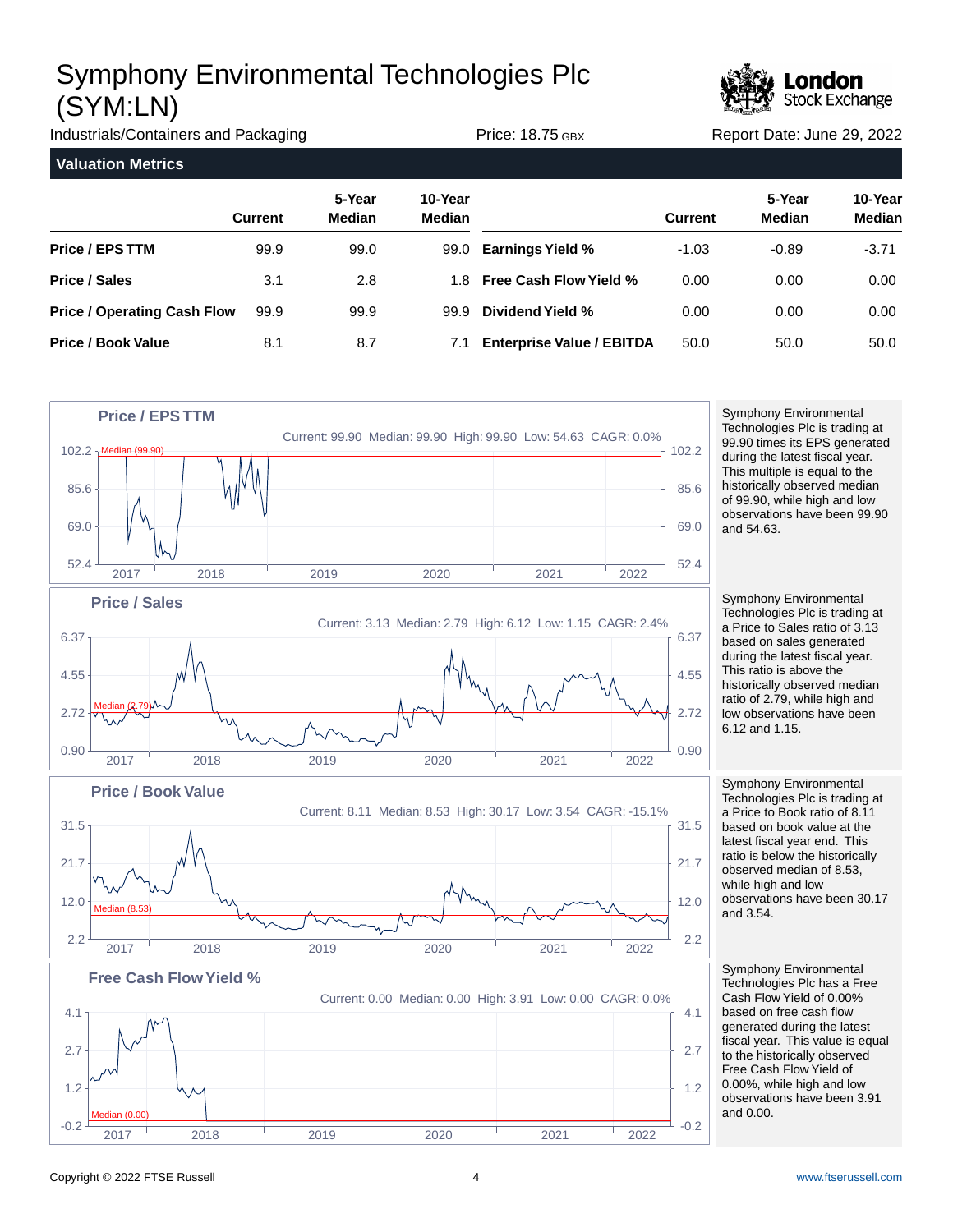# Symphony Environmental Technologies Plc (SYM:LN)

Industrials/Containers and Packaging | Price: 18.75 GBX | Report Date: June 29, 2022

## Valuation Metrics

| | Current | 5-Year Median | 10-Year Median | | Current | 5-Year Median | 10-Year Median |
|---|---|---|---|---|---|---|---|
| **Price / EPS TTM** | 99.9 | 99.0 | 99.0 | **Earnings Yield %** | -1.03 | -0.89 | -3.71 |
| **Price / Sales** | 3.1 | 2.8 | 1.8 | **Free Cash Flow Yield %** | 0.00 | 0.00 | 0.00 |
| **Price / Operating Cash Flow** | 99.9 | 99.9 | 99.9 | **Dividend Yield %** | 0.00 | 0.00 | 0.00 |
| **Price / Book Value** | 8.1 | 8.7 | 7.1 | **Enterprise Value / EBITDA** | 50.0 | 50.0 | 50.0 |

### Price / EPS TTM

Current: 99.90 Median: 99.90 High: 99.90 Low: 54.63 CAGR: 0.0%

Symphony Environmental Technologies Plc is trading at 99.90 times its EPS generated during the latest fiscal year. This multiple is equal to the historically observed median of 99.90, while high and low observations have been 99.90 and 54.63.

### Price / Sales

Current: 3.13 Median: 2.79 High: 6.12 Low: 1.15 CAGR: 2.4%

Symphony Environmental Technologies Plc is trading at a Price to Sales ratio of 3.13 based on sales generated during the latest fiscal year. This ratio is above the historically observed median ratio of 2.79, while high and low observations have been 6.12 and 1.15.

### Price / Book Value

Current: 8.11 Median: 8.53 High: 30.17 Low: 3.54 CAGR: -15.1%

Symphony Environmental Technologies Plc is trading at a Price to Book ratio of 8.11 based on book value at the latest fiscal year end. This ratio is below the historically observed median of 8.53, while high and low observations have been 30.17 and 3.54.

### Free Cash Flow Yield %

Current: 0.00 Median: 0.00 High: 3.91 Low: 0.00 CAGR: 0.0%

Symphony Environmental Technologies Plc has a Free Cash Flow Yield of 0.00% based on free cash flow generated during the latest fiscal year. This value is equal to the historically observed Free Cash Flow Yield of 0.00%, while high and low observations have been 3.91 and 0.00.

Copyright © 2022 FTSE Russell

www.ftserussell.com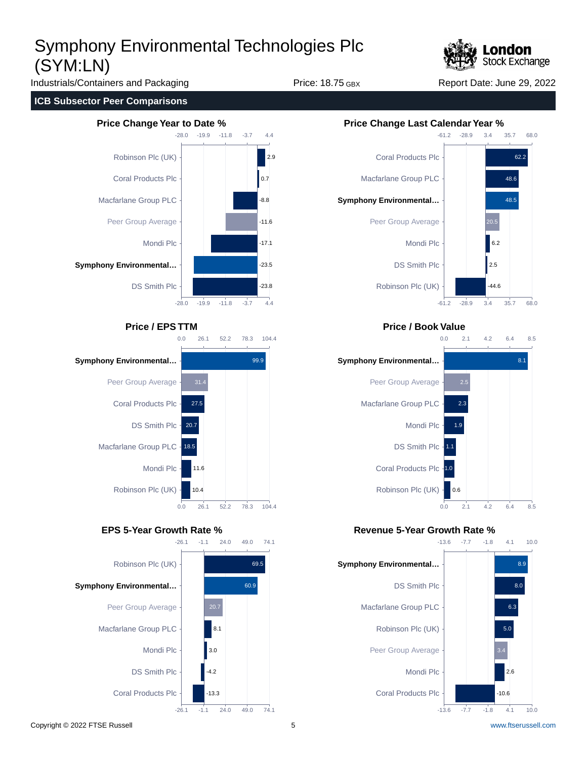# Symphony Environmental Technologies Plc (SYM:LN)

Industrials/Containers and Packaging

Price: 18.75 GBX

Report Date: June 29, 2022

## ICB Subsector Peer Comparisons

### Price Change Year to Date %

| Company | Value |
|---|---|
| Robinson Plc (UK) | 2.9 |
| Coral Products Plc | 0.7 |
| Macfarlane Group PLC | -8.8 |
| Peer Group Average | -11.6 |
| Mondi Plc | -17.1 |
| **Symphony Environmental...** | -23.5 |
| DS Smith Plc | -23.8 |

### Price Change Last Calendar Year %

| Company | Value |
|---|---|
| Coral Products Plc | 62.2 |
| Macfarlane Group PLC | 48.6 |
| **Symphony Environmental...** | 48.5 |
| Peer Group Average | 20.5 |
| Mondi Plc | 6.2 |
| DS Smith Plc | 2.5 |
| Robinson Plc (UK) | -44.6 |

### Price / EPS TTM

| Company | Value |
|---|---|
| **Symphony Environmental...** | 99.9 |
| Peer Group Average | 31.4 |
| Coral Products Plc | 27.5 |
| DS Smith Plc | 20.7 |
| Macfarlane Group PLC | 18.5 |
| Mondi Plc | 11.6 |
| Robinson Plc (UK) | 10.4 |

### Price / Book Value

| Company | Value |
|---|---|
| **Symphony Environmental...** | 8.1 |
| Peer Group Average | 2.5 |
| Macfarlane Group PLC | 2.3 |
| Mondi Plc | 1.9 |
| DS Smith Plc | 1.1 |
| Coral Products Plc | 1.0 |
| Robinson Plc (UK) | 0.6 |

### EPS 5-Year Growth Rate %

| Company | Value |
|---|---|
| Robinson Plc (UK) | 69.5 |
| **Symphony Environmental...** | 60.9 |
| Peer Group Average | 20.7 |
| Macfarlane Group PLC | 8.1 |
| Mondi Plc | 3.0 |
| DS Smith Plc | -4.2 |
| Coral Products Plc | -13.3 |

### Revenue 5-Year Growth Rate %

| Company | Value |
|---|---|
| **Symphony Environmental...** | 8.9 |
| DS Smith Plc | 8.0 |
| Macfarlane Group PLC | 6.3 |
| Robinson Plc (UK) | 5.0 |
| Peer Group Average | 3.4 |
| Mondi Plc | 2.6 |
| Coral Products Plc | -10.6 |

Copyright © 2022 FTSE Russell

www.ftserussell.com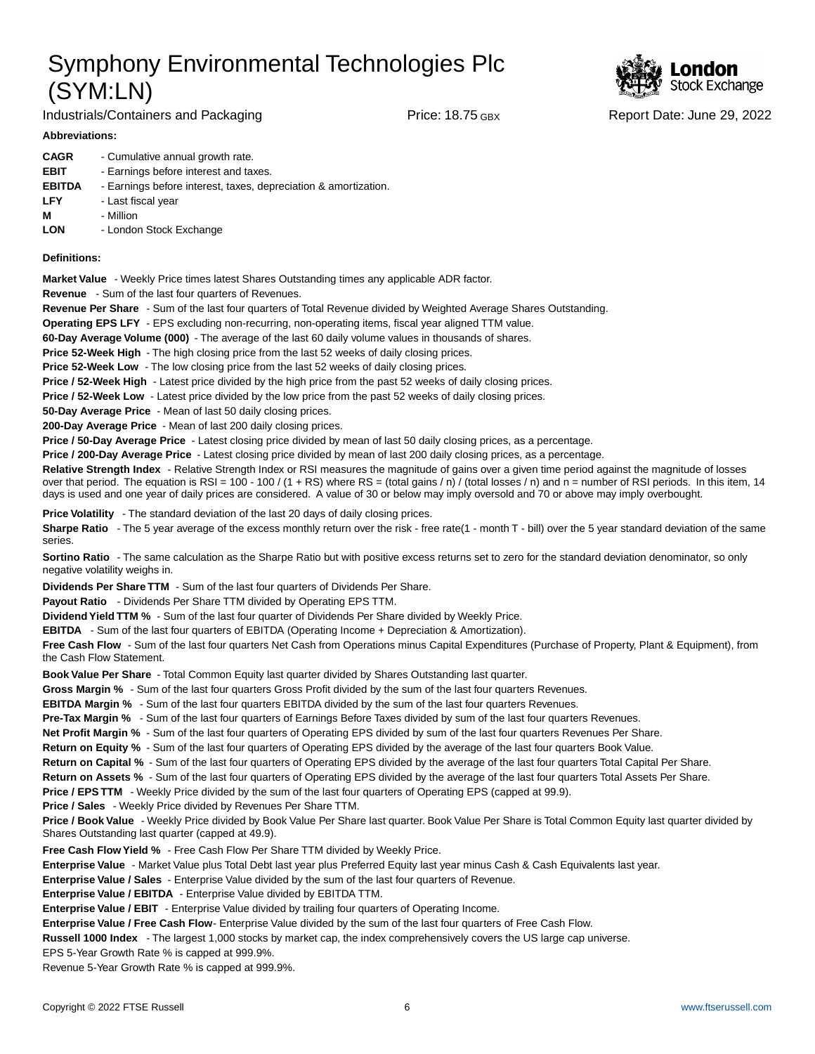# Symphony Environmental Technologies Plc (SYM:LN)

Industrials/Containers and Packaging | Price: 18.75 GBX | Report Date: June 29, 2022

**Abbreviations:**

**CAGR** - Cumulative annual growth rate.
**EBIT** - Earnings before interest and taxes.
**EBITDA** - Earnings before interest, taxes, depreciation & amortization.
**LFY** - Last fiscal year
**M** - Million
**LON** - London Stock Exchange

**Definitions:**

**Market Value** - Weekly Price times latest Shares Outstanding times any applicable ADR factor.
**Revenue** - Sum of the last four quarters of Revenues.
**Revenue Per Share** - Sum of the last four quarters of Total Revenue divided by Weighted Average Shares Outstanding.
**Operating EPS LFY** - EPS excluding non-recurring, non-operating items, fiscal year aligned TTM value.
**60-Day Average Volume (000)** - The average of the last 60 daily volume values in thousands of shares.
**Price 52-Week High** - The high closing price from the last 52 weeks of daily closing prices.
**Price 52-Week Low** - The low closing price from the last 52 weeks of daily closing prices.
**Price / 52-Week High** - Latest price divided by the high price from the past 52 weeks of daily closing prices.
**Price / 52-Week Low** - Latest price divided by the low price from the past 52 weeks of daily closing prices.
**50-Day Average Price** - Mean of last 50 daily closing prices.
**200-Day Average Price** - Mean of last 200 daily closing prices.
**Price / 50-Day Average Price** - Latest closing price divided by mean of last 50 daily closing prices, as a percentage.
**Price / 200-Day Average Price** - Latest closing price divided by mean of last 200 daily closing prices, as a percentage.
**Relative Strength Index** - Relative Strength Index or RSI measures the magnitude of gains over a given time period against the magnitude of losses over that period. The equation is RSI = 100 - 100 / (1 + RS) where RS = (total gains / n) / (total losses / n) and n = number of RSI periods. In this item, 14 days is used and one year of daily prices are considered. A value of 30 or below may imply oversold and 70 or above may imply overbought.

**Price Volatility** - The standard deviation of the last 20 days of daily closing prices.
**Sharpe Ratio** - The 5 year average of the excess monthly return over the risk - free rate(1 - month T - bill) over the 5 year standard deviation of the same series.
**Sortino Ratio** - The same calculation as the Sharpe Ratio but with positive excess returns set to zero for the standard deviation denominator, so only negative volatility weighs in.
**Dividends Per Share TTM** - Sum of the last four quarters of Dividends Per Share.
**Payout Ratio** - Dividends Per Share TTM divided by Operating EPS TTM.
**Dividend Yield TTM %** - Sum of the last four quarter of Dividends Per Share divided by Weekly Price.
**EBITDA** - Sum of the last four quarters of EBITDA (Operating Income + Depreciation & Amortization).
**Free Cash Flow** - Sum of the last four quarters Net Cash from Operations minus Capital Expenditures (Purchase of Property, Plant & Equipment), from the Cash Flow Statement.
**Book Value Per Share** - Total Common Equity last quarter divided by Shares Outstanding last quarter.
**Gross Margin %** - Sum of the last four quarters Gross Profit divided by the sum of the last four quarters Revenues.
**EBITDA Margin %** - Sum of the last four quarters EBITDA divided by the sum of the last four quarters Revenues.
**Pre-Tax Margin %** - Sum of the last four quarters of Earnings Before Taxes divided by sum of the last four quarters Revenues.
**Net Profit Margin %** - Sum of the last four quarters of Operating EPS divided by sum of the last four quarters Revenues Per Share.
**Return on Equity %** - Sum of the last four quarters of Operating EPS divided by the average of the last four quarters Book Value.
**Return on Capital %** - Sum of the last four quarters of Operating EPS divided by the average of the last four quarters Total Capital Per Share.
**Return on Assets %** - Sum of the last four quarters of Operating EPS divided by the average of the last four quarters Total Assets Per Share.
**Price / EPS TTM** - Weekly Price divided by the sum of the last four quarters of Operating EPS (capped at 99.9).
**Price / Sales** - Weekly Price divided by Revenues Per Share TTM.
**Price / Book Value** - Weekly Price divided by Book Value Per Share last quarter. Book Value Per Share is Total Common Equity last quarter divided by Shares Outstanding last quarter (capped at 49.9).
**Free Cash Flow Yield %** - Free Cash Flow Per Share TTM divided by Weekly Price.
**Enterprise Value** - Market Value plus Total Debt last year plus Preferred Equity last year minus Cash & Cash Equivalents last year.
**Enterprise Value / Sales** - Enterprise Value divided by the sum of the last four quarters of Revenue.
**Enterprise Value / EBITDA** - Enterprise Value divided by EBITDA TTM.
**Enterprise Value / EBIT** - Enterprise Value divided by trailing four quarters of Operating Income.
**Enterprise Value / Free Cash Flow**- Enterprise Value divided by the sum of the last four quarters of Free Cash Flow.
**Russell 1000 Index** - The largest 1,000 stocks by market cap, the index comprehensively covers the US large cap universe.
EPS 5-Year Growth Rate % is capped at 999.9%.
Revenue 5-Year Growth Rate % is capped at 999.9%.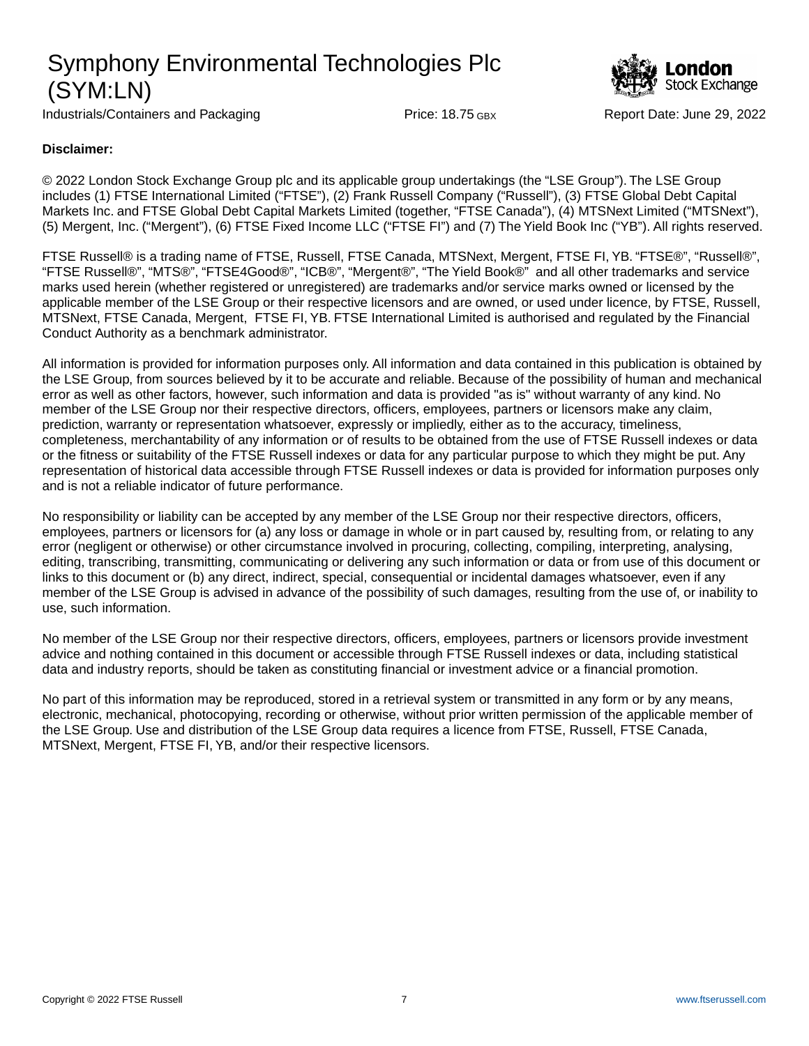**Disclaimer:**

© 2022 London Stock Exchange Group plc and its applicable group undertakings (the "LSE Group"). The LSE Group includes (1) FTSE International Limited ("FTSE"), (2) Frank Russell Company ("Russell"), (3) FTSE Global Debt Capital Markets Inc. and FTSE Global Debt Capital Markets Limited (together, "FTSE Canada"), (4) MTSNext Limited ("MTSNext"), (5) Mergent, Inc. ("Mergent"), (6) FTSE Fixed Income LLC ("FTSE FI") and (7) The Yield Book Inc ("YB"). All rights reserved.

FTSE Russell® is a trading name of FTSE, Russell, FTSE Canada, MTSNext, Mergent, FTSE FI, YB. "FTSE®", "Russell®", "FTSE Russell®", "MTS®", "FTSE4Good®", "ICB®", "Mergent®", "The Yield Book®" and all other trademarks and service marks used herein (whether registered or unregistered) are trademarks and/or service marks owned or licensed by the applicable member of the LSE Group or their respective licensors and are owned, or used under licence, by FTSE, Russell, MTSNext, FTSE Canada, Mergent, FTSE FI, YB. FTSE International Limited is authorised and regulated by the Financial Conduct Authority as a benchmark administrator.

All information is provided for information purposes only. All information and data contained in this publication is obtained by the LSE Group, from sources believed by it to be accurate and reliable. Because of the possibility of human and mechanical error as well as other factors, however, such information and data is provided "as is" without warranty of any kind. No member of the LSE Group nor their respective directors, officers, employees, partners or licensors make any claim, prediction, warranty or representation whatsoever, expressly or impliedly, either as to the accuracy, timeliness, completeness, merchantability of any information or of results to be obtained from the use of FTSE Russell indexes or data or the fitness or suitability of the FTSE Russell indexes or data for any particular purpose to which they might be put. Any representation of historical data accessible through FTSE Russell indexes or data is provided for information purposes only and is not a reliable indicator of future performance.

No responsibility or liability can be accepted by any member of the LSE Group nor their respective directors, officers, employees, partners or licensors for (a) any loss or damage in whole or in part caused by, resulting from, or relating to any error (negligent or otherwise) or other circumstance involved in procuring, collecting, compiling, interpreting, analysing, editing, transcribing, transmitting, communicating or delivering any such information or data or from use of this document or links to this document or (b) any direct, indirect, special, consequential or incidental damages whatsoever, even if any member of the LSE Group is advised in advance of the possibility of such damages, resulting from the use of, or inability to use, such information.

No member of the LSE Group nor their respective directors, officers, employees, partners or licensors provide investment advice and nothing contained in this document or accessible through FTSE Russell indexes or data, including statistical data and industry reports, should be taken as constituting financial or investment advice or a financial promotion.

No part of this information may be reproduced, stored in a retrieval system or transmitted in any form or by any means, electronic, mechanical, photocopying, recording or otherwise, without prior written permission of the applicable member of the LSE Group. Use and distribution of the LSE Group data requires a licence from FTSE, Russell, FTSE Canada, MTSNext, Mergent, FTSE FI, YB, and/or their respective licensors.